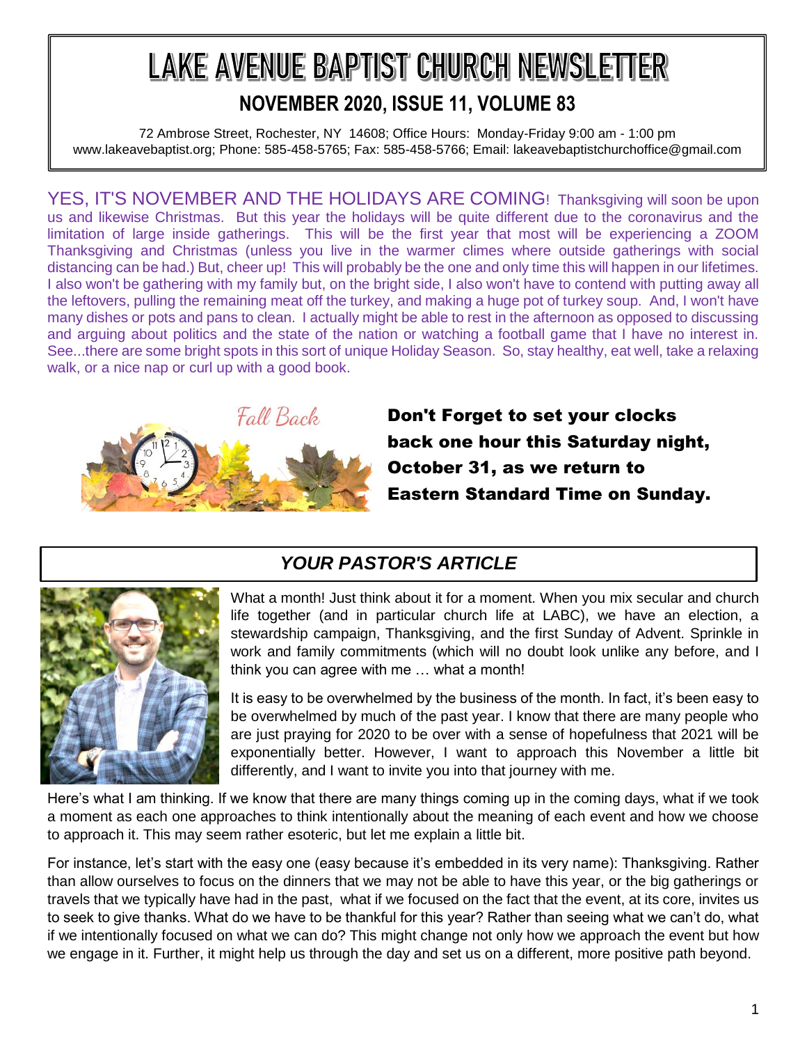# LAKE AVENUE BAPTIST CHURCH NEWSLETTER

## NOVEMBER 2020, ISSUE 11, VOLUME 83

72 Ambrose Street, Rochester, NY 14608; Office Hours: Monday-Friday 9:00 am - 1:00 pm
www.lakeavebaptist.org; Phone: 585-458-5765; Fax: 585-458-5766; Email: lakeavebaptistchurchoffice@gmail.com

YES, IT'S NOVEMBER AND THE HOLIDAYS ARE COMING! Thanksgiving will soon be upon us and likewise Christmas. But this year the holidays will be quite different due to the coronavirus and the limitation of large inside gatherings. This will be the first year that most will be experiencing a ZOOM Thanksgiving and Christmas (unless you live in the warmer climes where outside gatherings with social distancing can be had.) But, cheer up! This will probably be the one and only time this will happen in our lifetimes. I also won't be gathering with my family but, on the bright side, I also won't have to contend with putting away all the leftovers, pulling the remaining meat off the turkey, and making a huge pot of turkey soup. And, I won't have many dishes or pots and pans to clean. I actually might be able to rest in the afternoon as opposed to discussing and arguing about politics and the state of the nation or watching a football game that I have no interest in. See...there are some bright spots in this sort of unique Holiday Season. So, stay healthy, eat well, take a relaxing walk, or a nice nap or curl up with a good book.

*Fall Back*

**Don't Forget to set your clocks back one hour this Saturday night, October 31, as we return to Eastern Standard Time on Sunday.**

## *YOUR PASTOR'S ARTICLE*

What a month! Just think about it for a moment. When you mix secular and church life together (and in particular church life at LABC), we have an election, a stewardship campaign, Thanksgiving, and the first Sunday of Advent. Sprinkle in work and family commitments (which will no doubt look unlike any before, and I think you can agree with me … what a month!

It is easy to be overwhelmed by the business of the month. In fact, it's been easy to be overwhelmed by much of the past year. I know that there are many people who are just praying for 2020 to be over with a sense of hopefulness that 2021 will be exponentially better. However, I want to approach this November a little bit differently, and I want to invite you into that journey with me.

Here's what I am thinking. If we know that there are many things coming up in the coming days, what if we took a moment as each one approaches to think intentionally about the meaning of each event and how we choose to approach it. This may seem rather esoteric, but let me explain a little bit.

For instance, let's start with the easy one (easy because it's embedded in its very name): Thanksgiving. Rather than allow ourselves to focus on the dinners that we may not be able to have this year, or the big gatherings or travels that we typically have had in the past, what if we focused on the fact that the event, at its core, invites us to seek to give thanks. What do we have to be thankful for this year? Rather than seeing what we can't do, what if we intentionally focused on what we can do? This might change not only how we approach the event but how we engage in it. Further, it might help us through the day and set us on a different, more positive path beyond.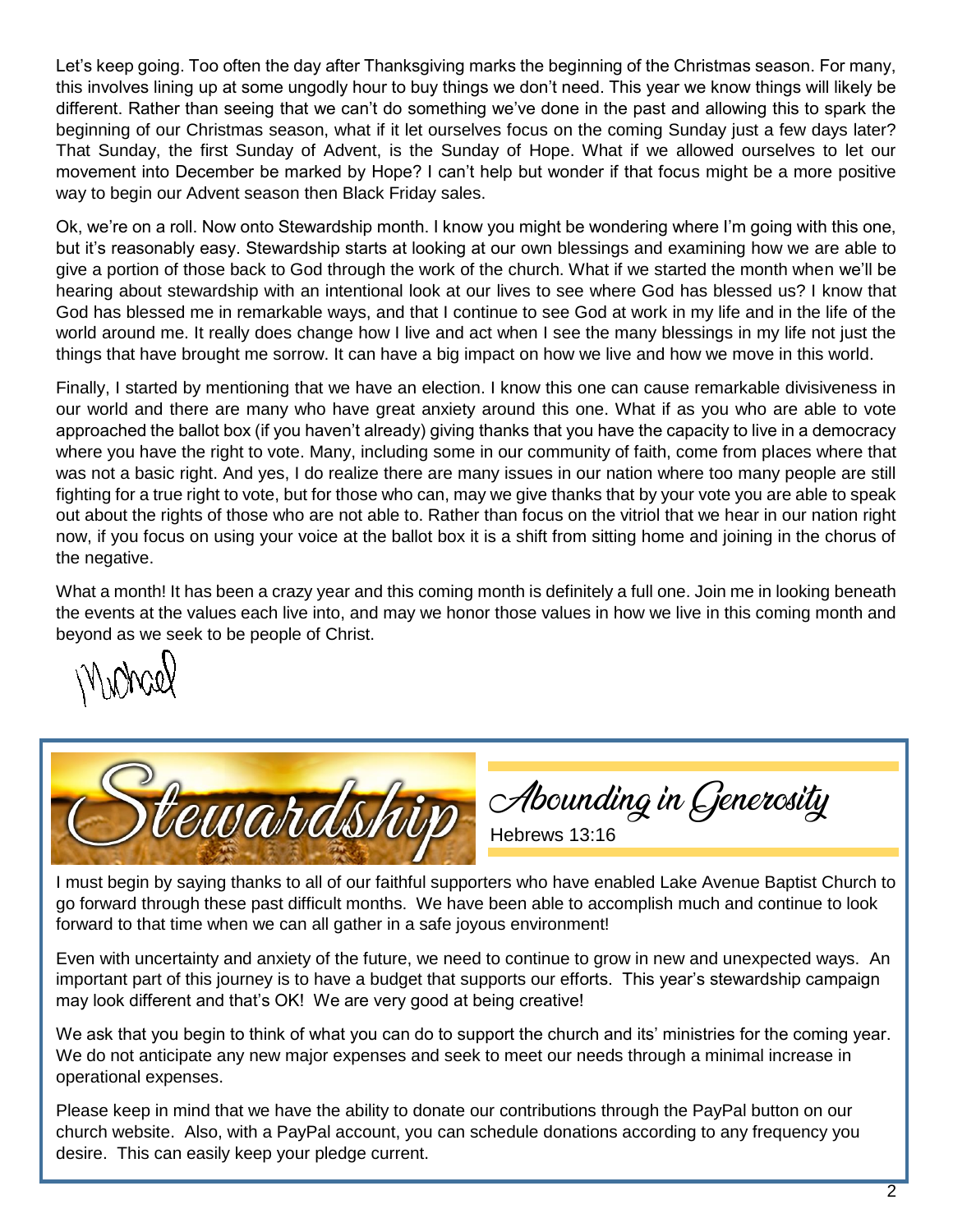Let's keep going. Too often the day after Thanksgiving marks the beginning of the Christmas season. For many, this involves lining up at some ungodly hour to buy things we don't need. This year we know things will likely be different. Rather than seeing that we can't do something we've done in the past and allowing this to spark the beginning of our Christmas season, what if it let ourselves focus on the coming Sunday just a few days later? That Sunday, the first Sunday of Advent, is the Sunday of Hope. What if we allowed ourselves to let our movement into December be marked by Hope? I can't help but wonder if that focus might be a more positive way to begin our Advent season then Black Friday sales.

Ok, we're on a roll. Now onto Stewardship month. I know you might be wondering where I'm going with this one, but it's reasonably easy. Stewardship starts at looking at our own blessings and examining how we are able to give a portion of those back to God through the work of the church. What if we started the month when we'll be hearing about stewardship with an intentional look at our lives to see where God has blessed us? I know that God has blessed me in remarkable ways, and that I continue to see God at work in my life and in the life of the world around me. It really does change how I live and act when I see the many blessings in my life not just the things that have brought me sorrow. It can have a big impact on how we live and how we move in this world.

Finally, I started by mentioning that we have an election. I know this one can cause remarkable divisiveness in our world and there are many who have great anxiety around this one. What if as you who are able to vote approached the ballot box (if you haven't already) giving thanks that you have the capacity to live in a democracy where you have the right to vote. Many, including some in our community of faith, come from places where that was not a basic right. And yes, I do realize there are many issues in our nation where too many people are still fighting for a true right to vote, but for those who can, may we give thanks that by your vote you are able to speak out about the rights of those who are not able to. Rather than focus on the vitriol that we hear in our nation right now, if you focus on using your voice at the ballot box it is a shift from sitting home and joining in the chorus of the negative.

What a month! It has been a crazy year and this coming month is definitely a full one. Join me in looking beneath the events at the values each live into, and may we honor those values in how we live in this coming month and beyond as we seek to be people of Christ.

Michael

## Stewardship

### *Abounding in Generosity*

Hebrews 13:16

I must begin by saying thanks to all of our faithful supporters who have enabled Lake Avenue Baptist Church to go forward through these past difficult months. We have been able to accomplish much and continue to look forward to that time when we can all gather in a safe joyous environment!

Even with uncertainty and anxiety of the future, we need to continue to grow in new and unexpected ways. An important part of this journey is to have a budget that supports our efforts. This year's stewardship campaign may look different and that's OK! We are very good at being creative!

We ask that you begin to think of what you can do to support the church and its' ministries for the coming year. We do not anticipate any new major expenses and seek to meet our needs through a minimal increase in operational expenses.

Please keep in mind that we have the ability to donate our contributions through the PayPal button on our church website. Also, with a PayPal account, you can schedule donations according to any frequency you desire. This can easily keep your pledge current.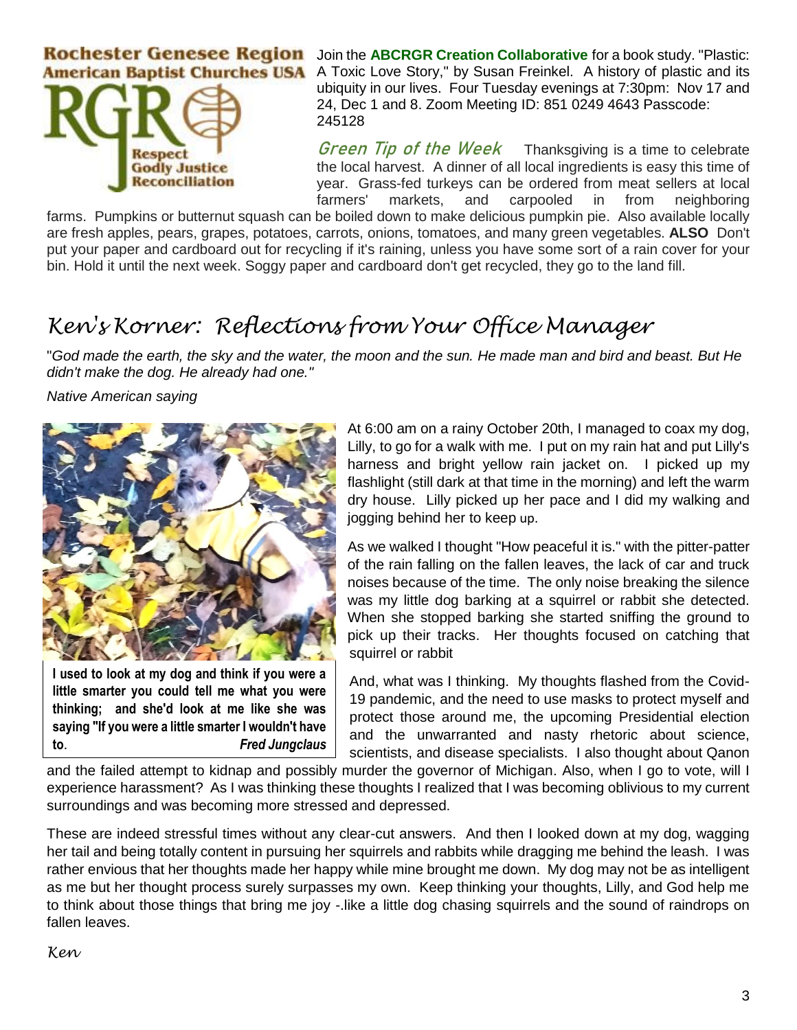**Rochester Genesee Region American Baptist Churches USA**

RGR — Respect, Godly Justice, Reconciliation

Join the **ABCRGR Creation Collaborative** for a book study. "Plastic: A Toxic Love Story," by Susan Freinkel. A history of plastic and its ubiquity in our lives. Four Tuesday evenings at 7:30pm: Nov 17 and 24, Dec 1 and 8. Zoom Meeting ID: 851 0249 4643 Passcode: 245128

*Green Tip of the Week* Thanksgiving is a time to celebrate the local harvest. A dinner of all local ingredients is easy this time of year. Grass-fed turkeys can be ordered from meat sellers at local farmers' markets, and carpooled in from neighboring farms. Pumpkins or butternut squash can be boiled down to make delicious pumpkin pie. Also available locally are fresh apples, pears, grapes, potatoes, carrots, onions, tomatoes, and many green vegetables. **ALSO** Don't put your paper and cardboard out for recycling if it's raining, unless you have some sort of a rain cover for your bin. Hold it until the next week. Soggy paper and cardboard don't get recycled, they go to the land fill.

# *Ken's Korner: Reflections from Your Office Manager*

"*God made the earth, the sky and the water, the moon and the sun. He made man and bird and beast. But He didn't make the dog. He already had one."*

*Native American saying*

**I used to look at my dog and think if you were a little smarter you could tell me what you were thinking; and she'd look at me like she was saying "If you were a little smarter I wouldn't have to.** ***Fred Jungclaus***

At 6:00 am on a rainy October 20th, I managed to coax my dog, Lilly, to go for a walk with me. I put on my rain hat and put Lilly's harness and bright yellow rain jacket on. I picked up my flashlight (still dark at that time in the morning) and left the warm dry house. Lilly picked up her pace and I did my walking and jogging behind her to keep up.

As we walked I thought "How peaceful it is." with the pitter-patter of the rain falling on the fallen leaves, the lack of car and truck noises because of the time. The only noise breaking the silence was my little dog barking at a squirrel or rabbit she detected. When she stopped barking she started sniffing the ground to pick up their tracks. Her thoughts focused on catching that squirrel or rabbit

And, what was I thinking. My thoughts flashed from the Covid-19 pandemic, and the need to use masks to protect myself and protect those around me, the upcoming Presidential election and the unwarranted and nasty rhetoric about science, scientists, and disease specialists. I also thought about Qanon and the failed attempt to kidnap and possibly murder the governor of Michigan. Also, when I go to vote, will I experience harassment? As I was thinking these thoughts I realized that I was becoming oblivious to my current surroundings and was becoming more stressed and depressed.

These are indeed stressful times without any clear-cut answers. And then I looked down at my dog, wagging her tail and being totally content in pursuing her squirrels and rabbits while dragging me behind the leash. I was rather envious that her thoughts made her happy while mine brought me down. My dog may not be as intelligent as me but her thought process surely surpasses my own. Keep thinking your thoughts, Lilly, and God help me to think about those things that bring me joy -.like a little dog chasing squirrels and the sound of raindrops on fallen leaves.

*Ken*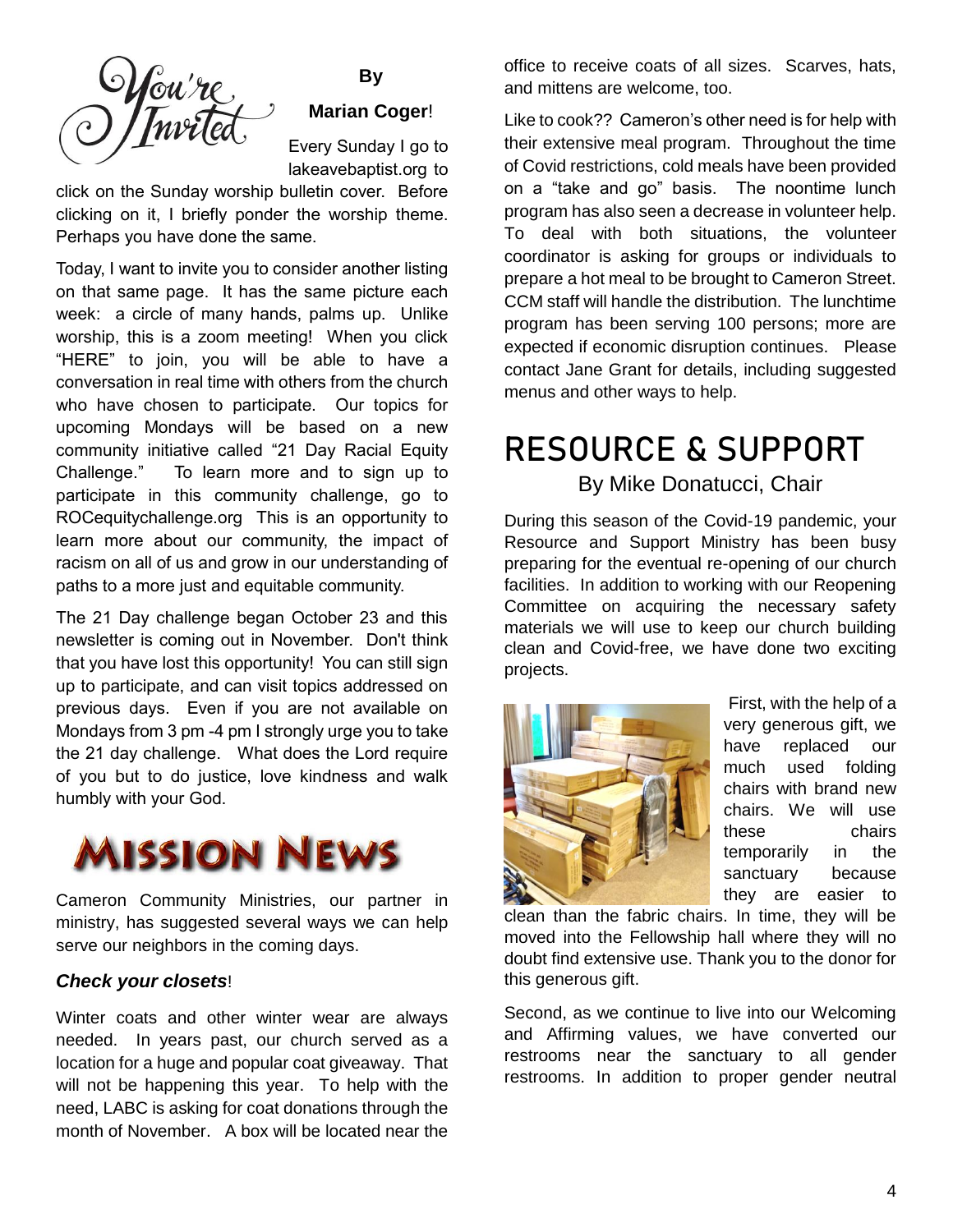## You're Invited

**By Marian Coger**!

Every Sunday I go to lakeavebaptist.org to click on the Sunday worship bulletin cover. Before clicking on it, I briefly ponder the worship theme. Perhaps you have done the same.

Today, I want to invite you to consider another listing on that same page. It has the same picture each week: a circle of many hands, palms up. Unlike worship, this is a zoom meeting! When you click "HERE" to join, you will be able to have a conversation in real time with others from the church who have chosen to participate. Our topics for upcoming Mondays will be based on a new community initiative called "21 Day Racial Equity Challenge." To learn more and to sign up to participate in this community challenge, go to ROCequitychallenge.org This is an opportunity to learn more about our community, the impact of racism on all of us and grow in our understanding of paths to a more just and equitable community.

The 21 Day challenge began October 23 and this newsletter is coming out in November. Don't think that you have lost this opportunity! You can still sign up to participate, and can visit topics addressed on previous days. Even if you are not available on Mondays from 3 pm -4 pm I strongly urge you to take the 21 day challenge. What does the Lord require of you but to do justice, love kindness and walk humbly with your God.

# Mission News

Cameron Community Ministries, our partner in ministry, has suggested several ways we can help serve our neighbors in the coming days.

***Check your closets***!

Winter coats and other winter wear are always needed. In years past, our church served as a location for a huge and popular coat giveaway. That will not be happening this year. To help with the need, LABC is asking for coat donations through the month of November. A box will be located near the office to receive coats of all sizes. Scarves, hats, and mittens are welcome, too.

Like to cook?? Cameron's other need is for help with their extensive meal program. Throughout the time of Covid restrictions, cold meals have been provided on a "take and go" basis. The noontime lunch program has also seen a decrease in volunteer help. To deal with both situations, the volunteer coordinator is asking for groups or individuals to prepare a hot meal to be brought to Cameron Street. CCM staff will handle the distribution. The lunchtime program has been serving 100 persons; more are expected if economic disruption continues. Please contact Jane Grant for details, including suggested menus and other ways to help.

# RESOURCE & SUPPORT

By Mike Donatucci, Chair

During this season of the Covid-19 pandemic, your Resource and Support Ministry has been busy preparing for the eventual re-opening of our church facilities. In addition to working with our Reopening Committee on acquiring the necessary safety materials we will use to keep our church building clean and Covid-free, we have done two exciting projects.

First, with the help of a very generous gift, we have replaced our much used folding chairs with brand new chairs. We will use these chairs temporarily in the sanctuary because they are easier to clean than the fabric chairs. In time, they will be moved into the Fellowship hall where they will no doubt find extensive use. Thank you to the donor for this generous gift.

Second, as we continue to live into our Welcoming and Affirming values, we have converted our restrooms near the sanctuary to all gender restrooms. In addition to proper gender neutral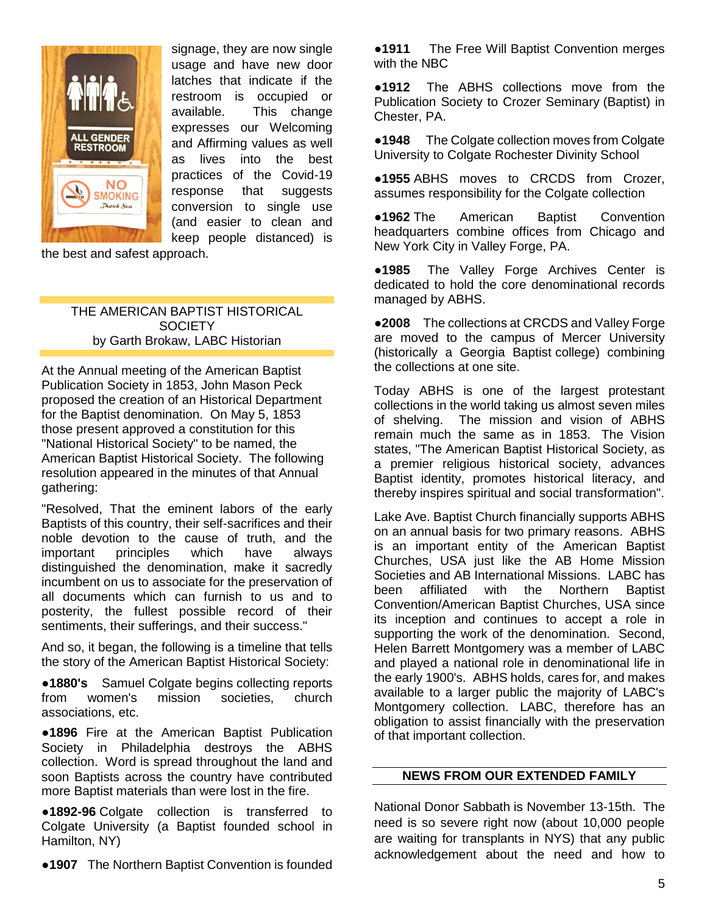signage, they are now single usage and have new door latches that indicate if the restroom is occupied or available. This change expresses our Welcoming and Affirming values as well as lives into the best practices of the Covid-19 response that suggests conversion to single use (and easier to clean and keep people distanced) is the best and safest approach.

## THE AMERICAN BAPTIST HISTORICAL SOCIETY
by Garth Brokaw, LABC Historian

At the Annual meeting of the American Baptist Publication Society in 1853, John Mason Peck proposed the creation of an Historical Department for the Baptist denomination. On May 5, 1853 those present approved a constitution for this "National Historical Society" to be named, the American Baptist Historical Society. The following resolution appeared in the minutes of that Annual gathering:

"Resolved, That the eminent labors of the early Baptists of this country, their self-sacrifices and their noble devotion to the cause of truth, and the important principles which have always distinguished the denomination, make it sacredly incumbent on us to associate for the preservation of all documents which can furnish to us and to posterity, the fullest possible record of their sentiments, their sufferings, and their success."

And so, it began, the following is a timeline that tells the story of the American Baptist Historical Society:

- **1880's** Samuel Colgate begins collecting reports from women's mission societies, church associations, etc.
- **1896** Fire at the American Baptist Publication Society in Philadelphia destroys the ABHS collection. Word is spread throughout the land and soon Baptists across the country have contributed more Baptist materials than were lost in the fire.
- **1892-96** Colgate collection is transferred to Colgate University (a Baptist founded school in Hamilton, NY)
- **1907** The Northern Baptist Convention is founded
- **1911** The Free Will Baptist Convention merges with the NBC
- **1912** The ABHS collections move from the Publication Society to Crozer Seminary (Baptist) in Chester, PA.
- **1948** The Colgate collection moves from Colgate University to Colgate Rochester Divinity School
- **1955** ABHS moves to CRCDS from Crozer, assumes responsibility for the Colgate collection
- **1962** The American Baptist Convention headquarters combine offices from Chicago and New York City in Valley Forge, PA.
- **1985** The Valley Forge Archives Center is dedicated to hold the core denominational records managed by ABHS.
- **2008** The collections at CRCDS and Valley Forge are moved to the campus of Mercer University (historically a Georgia Baptist college) combining the collections at one site.

Today ABHS is one of the largest protestant collections in the world taking us almost seven miles of shelving. The mission and vision of ABHS remain much the same as in 1853. The Vision states, "The American Baptist Historical Society, as a premier religious historical society, advances Baptist identity, promotes historical literacy, and thereby inspires spiritual and social transformation".

Lake Ave. Baptist Church financially supports ABHS on an annual basis for two primary reasons. ABHS is an important entity of the American Baptist Churches, USA just like the AB Home Mission Societies and AB International Missions. LABC has been affiliated with the Northern Baptist Convention/American Baptist Churches, USA since its inception and continues to accept a role in supporting the work of the denomination. Second, Helen Barrett Montgomery was a member of LABC and played a national role in denominational life in the early 1900's. ABHS holds, cares for, and makes available to a larger public the majority of LABC's Montgomery collection. LABC, therefore has an obligation to assist financially with the preservation of that important collection.

## NEWS FROM OUR EXTENDED FAMILY

National Donor Sabbath is November 13-15th. The need is so severe right now (about 10,000 people are waiting for transplants in NYS) that any public acknowledgement about the need and how to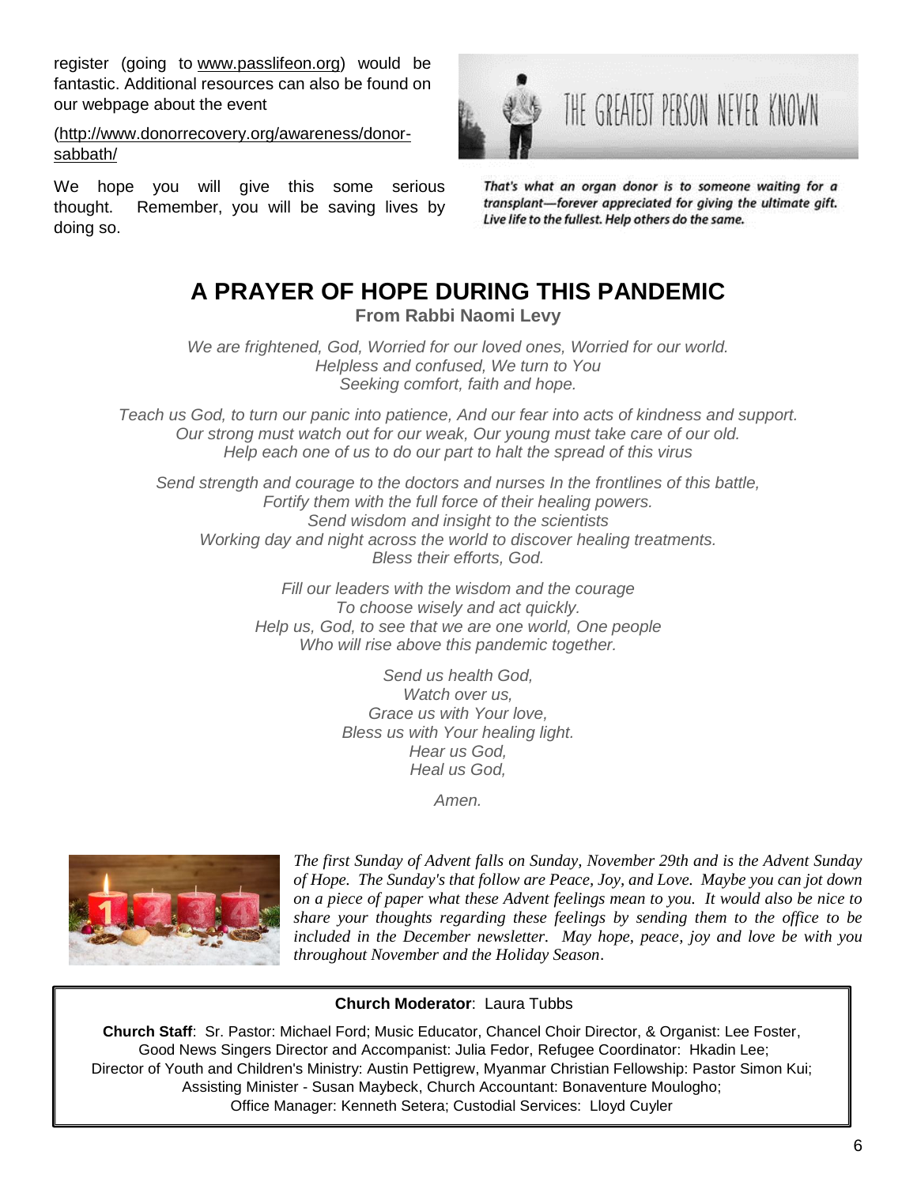register (going to [www.passlifeon.org](http://www.passlifeon.org)) would be fantastic. Additional resources can also be found on our webpage about the event

([http://www.donorrecovery.org/awareness/donor-sabbath/](http://www.donorrecovery.org/awareness/donor-sabbath/))

We hope you will give this some serious thought. Remember, you will be saving lives by doing so.

THE GREATEST PERSON NEVER KNOWN

***That's what an organ donor is to someone waiting for a transplant—forever appreciated for giving the ultimate gift. Live life to the fullest. Help others do the same.***

# A PRAYER OF HOPE DURING THIS PANDEMIC

**From Rabbi Naomi Levy**

*We are frightened, God, Worried for our loved ones, Worried for our world.*
*Helpless and confused, We turn to You*
*Seeking comfort, faith and hope.*

*Teach us God, to turn our panic into patience, And our fear into acts of kindness and support.*
*Our strong must watch out for our weak, Our young must take care of our old.*
*Help each one of us to do our part to halt the spread of this virus*

*Send strength and courage to the doctors and nurses In the frontlines of this battle,*
*Fortify them with the full force of their healing powers.*
*Send wisdom and insight to the scientists*
*Working day and night across the world to discover healing treatments.*
*Bless their efforts, God.*

*Fill our leaders with the wisdom and the courage*
*To choose wisely and act quickly.*
*Help us, God, to see that we are one world, One people*
*Who will rise above this pandemic together.*

*Send us health God,*
*Watch over us,*
*Grace us with Your love,*
*Bless us with Your healing light.*
*Hear us God,*
*Heal us God,*

*Amen.*

*The first Sunday of Advent falls on Sunday, November 29th and is the Advent Sunday of Hope. The Sunday's that follow are Peace, Joy, and Love. Maybe you can jot down on a piece of paper what these Advent feelings mean to you. It would also be nice to share your thoughts regarding these feelings by sending them to the office to be included in the December newsletter. May hope, peace, joy and love be with you throughout November and the Holiday Season.*

**Church Moderator**: Laura Tubbs

**Church Staff**: Sr. Pastor: Michael Ford; Music Educator, Chancel Choir Director, & Organist: Lee Foster, Good News Singers Director and Accompanist: Julia Fedor, Refugee Coordinator: Hkadin Lee; Director of Youth and Children's Ministry: Austin Pettigrew, Myanmar Christian Fellowship: Pastor Simon Kui; Assisting Minister - Susan Maybeck, Church Accountant: Bonaventure Moulogho; Office Manager: Kenneth Setera; Custodial Services: Lloyd Cuyler